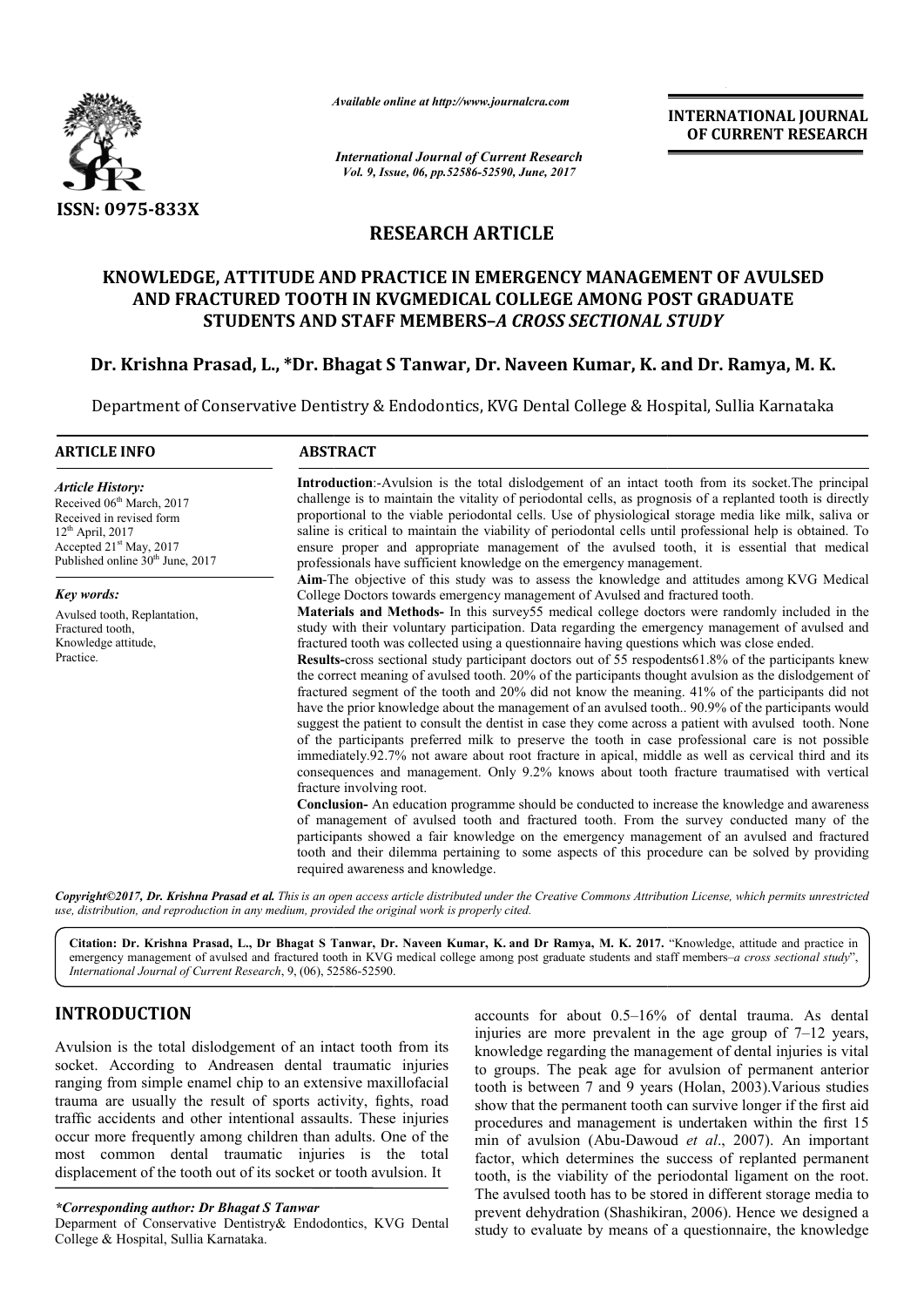*Available online at http://www.journalcra.com*

*International Journal of Current Research*
*Vol. 9, Issue, 06, pp.52586-52590, June, 2017*

**INTERNATIONAL JOURNAL OF CURRENT RESEARCH**

ISSN: 0975-833X

# RESEARCH ARTICLE

# KNOWLEDGE, ATTITUDE AND PRACTICE IN EMERGENCY MANAGEMENT OF AVULSED AND FRACTURED TOOTH IN KVGMEDICAL COLLEGE AMONG POST GRADUATE STUDENTS AND STAFF MEMBERS–*A CROSS SECTIONAL STUDY*

**Dr. Krishna Prasad, L., \*Dr. Bhagat S Tanwar, Dr. Naveen Kumar, K. and Dr. Ramya, M. K.**

Department of Conservative Dentistry & Endodontics, KVG Dental College & Hospital, Sullia Karnataka

## ARTICLE INFO

***Article History:***

Received 06th March, 2017
Received in revised form 12th April, 2017
Accepted 21st May, 2017
Published online 30th June, 2017

***Key words:***

Avulsed tooth, Replantation, Fractured tooth, Knowledge attitude, Practice.

## ABSTRACT

**Introduction**:-Avulsion is the total dislodgement of an intact tooth from its socket.The principal challenge is to maintain the vitality of periodontal cells, as prognosis of a replanted tooth is directly proportional to the viable periodontal cells. Use of physiological storage media like milk, saliva or saline is critical to maintain the viability of periodontal cells until professional help is obtained. To ensure proper and appropriate management of the avulsed tooth, it is essential that medical professionals have sufficient knowledge on the emergency management.

**Aim**-The objective of this study was to assess the knowledge and attitudes among KVG Medical College Doctors towards emergency management of Avulsed and fractured tooth.

**Materials and Methods**- In this survey55 medical college doctors were randomly included in the study with their voluntary participation. Data regarding the emergency management of avulsed and fractured tooth was collected using a questionnaire having questions which was close ended.

**Results**-cross sectional study participant doctors out of 55 respodents61.8% of the participants knew the correct meaning of avulsed tooth. 20% of the participants thought avulsion as the dislodgement of fractured segment of the tooth and 20% did not know the meaning. 41% of the participants did not have the prior knowledge about the management of an avulsed tooth.. 90.9% of the participants would suggest the patient to consult the dentist in case they come across a patient with avulsed tooth. None of the participants preferred milk to preserve the tooth in case professional care is not possible immediately.92.7% not aware about root fracture in apical, middle as well as cervical third and its consequences and management. Only 9.2% knows about tooth fracture traumatised with vertical fracture involving root.

**Conclusion**- An education programme should be conducted to increase the knowledge and awareness of management of avulsed tooth and fractured tooth. From the survey conducted many of the participants showed a fair knowledge on the emergency management of an avulsed and fractured tooth and their dilemma pertaining to some aspects of this procedure can be solved by providing required awareness and knowledge.

***Copyright©2017, Dr. Krishna Prasad et al.*** *This is an open access article distributed under the Creative Commons Attribution License, which permits unrestricted use, distribution, and reproduction in any medium, provided the original work is properly cited.*

**Citation: Dr. Krishna Prasad, L., Dr Bhagat S Tanwar, Dr. Naveen Kumar, K. and Dr Ramya, M. K. 2017.** "Knowledge, attitude and practice in emergency management of avulsed and fractured tooth in KVG medical college among post graduate students and staff members–*a cross sectional study*", *International Journal of Current Research*, 9, (06), 52586-52590.

## INTRODUCTION

Avulsion is the total dislodgement of an intact tooth from its socket. According to Andreasen dental traumatic injuries ranging from simple enamel chip to an extensive maxillofacial trauma are usually the result of sports activity, fights, road traffic accidents and other intentional assaults. These injuries occur more frequently among children than adults. One of the most common dental traumatic injuries is the total displacement of the tooth out of its socket or tooth avulsion. It accounts for about 0.5–16% of dental trauma. As dental injuries are more prevalent in the age group of 7–12 years, knowledge regarding the management of dental injuries is vital to groups. The peak age for avulsion of permanent anterior tooth is between 7 and 9 years (Holan, 2003).Various studies show that the permanent tooth can survive longer if the first aid procedures and management is undertaken within the first 15 min of avulsion (Abu-Dawoud *et al*., 2007). An important factor, which determines the success of replanted permanent tooth, is the viability of the periodontal ligament on the root. The avulsed tooth has to be stored in different storage media to prevent dehydration (Shashikiran, 2006). Hence we designed a study to evaluate by means of a questionnaire, the knowledge

***\*Corresponding author: Dr Bhagat S Tanwar***
Department of Conservative Dentistry& Endodontics, KVG Dental College & Hospital, Sullia Karnataka.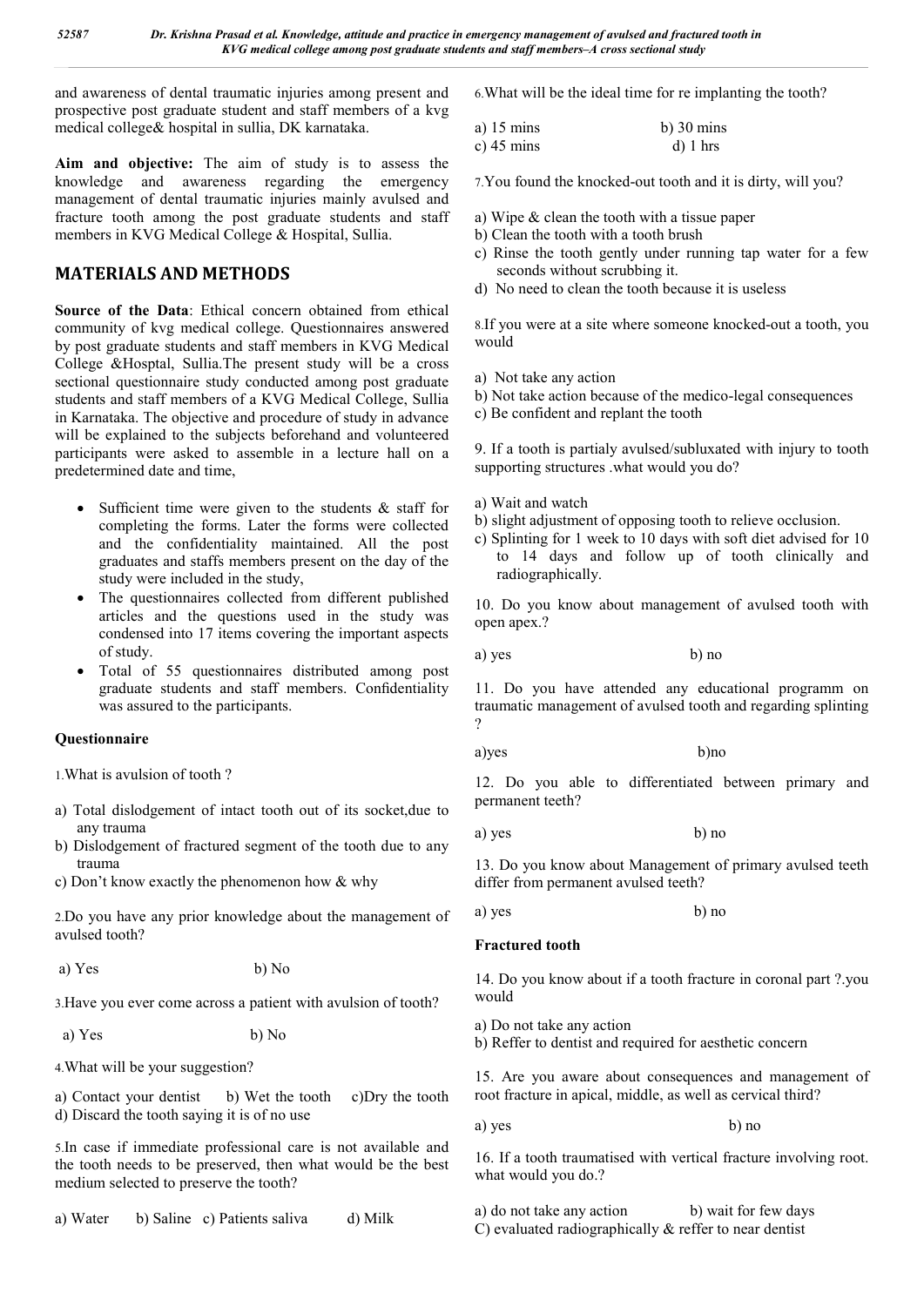and awareness of dental traumatic injuries among present and prospective post graduate student and staff members of a kvg medical college& hospital in sullia, DK karnataka.

**Aim and objective:** The aim of study is to assess the knowledge and awareness regarding the emergency management of dental traumatic injuries mainly avulsed and fracture tooth among the post graduate students and staff members in KVG Medical College & Hospital, Sullia.

## MATERIALS AND METHODS

**Source of the Data**: Ethical concern obtained from ethical community of kvg medical college. Questionnaires answered by post graduate students and staff members in KVG Medical College &Hosptal, Sullia.The present study will be a cross sectional questionnaire study conducted among post graduate students and staff members of a KVG Medical College, Sullia in Karnataka. The objective and procedure of study in advance will be explained to the subjects beforehand and volunteered participants were asked to assemble in a lecture hall on a predetermined date and time,

- Sufficient time were given to the students & staff for completing the forms. Later the forms were collected and the confidentiality maintained. All the post graduates and staffs members present on the day of the study were included in the study,
- The questionnaires collected from different published articles and the questions used in the study was condensed into 17 items covering the important aspects of study.
- Total of 55 questionnaires distributed among post graduate students and staff members. Confidentiality was assured to the participants.

**Questionnaire**

1.What is avulsion of tooth ?

a) Total dislodgement of intact tooth out of its socket,due to any trauma
b) Dislodgement of fractured segment of the tooth due to any trauma
c) Don't know exactly the phenomenon how & why

2.Do you have any prior knowledge about the management of avulsed tooth?

a) Yes b) No

3.Have you ever come across a patient with avulsion of tooth?

a) Yes b) No

4.What will be your suggestion?

a) Contact your dentist b) Wet the tooth c)Dry the tooth
d) Discard the tooth saying it is of no use

5.In case if immediate professional care is not available and the tooth needs to be preserved, then what would be the best medium selected to preserve the tooth?

a) Water b) Saline c) Patients saliva d) Milk

6.What will be the ideal time for re implanting the tooth?

a) 15 mins b) 30 mins
c) 45 mins d) 1 hrs

7.You found the knocked-out tooth and it is dirty, will you?

a) Wipe & clean the tooth with a tissue paper
b) Clean the tooth with a tooth brush
c) Rinse the tooth gently under running tap water for a few seconds without scrubbing it.
d) No need to clean the tooth because it is useless

8.If you were at a site where someone knocked-out a tooth, you would

a) Not take any action
b) Not take action because of the medico-legal consequences
c) Be confident and replant the tooth

9. If a tooth is partialy avulsed/subluxated with injury to tooth supporting structures .what would you do?

a) Wait and watch
b) slight adjustment of opposing tooth to relieve occlusion.
c) Splinting for 1 week to 10 days with soft diet advised for 10 to 14 days and follow up of tooth clinically and radiographically.

10. Do you know about management of avulsed tooth with open apex.?

a) yes b) no

11. Do you have attended any educational programm on traumatic management of avulsed tooth and regarding splinting ?

a)yes b)no

12. Do you able to differentiated between primary and permanent teeth?

a) yes b) no

13. Do you know about Management of primary avulsed teeth differ from permanent avulsed teeth?

a) yes b) no

**Fractured tooth**

14. Do you know about if a tooth fracture in coronal part ?.you would

a) Do not take any action
b) Reffer to dentist and required for aesthetic concern

15. Are you aware about consequences and management of root fracture in apical, middle, as well as cervical third?

a) yes b) no

16. If a tooth traumatised with vertical fracture involving root. what would you do.?

a) do not take any action b) wait for few days
C) evaluated radiographically & reffer to near dentist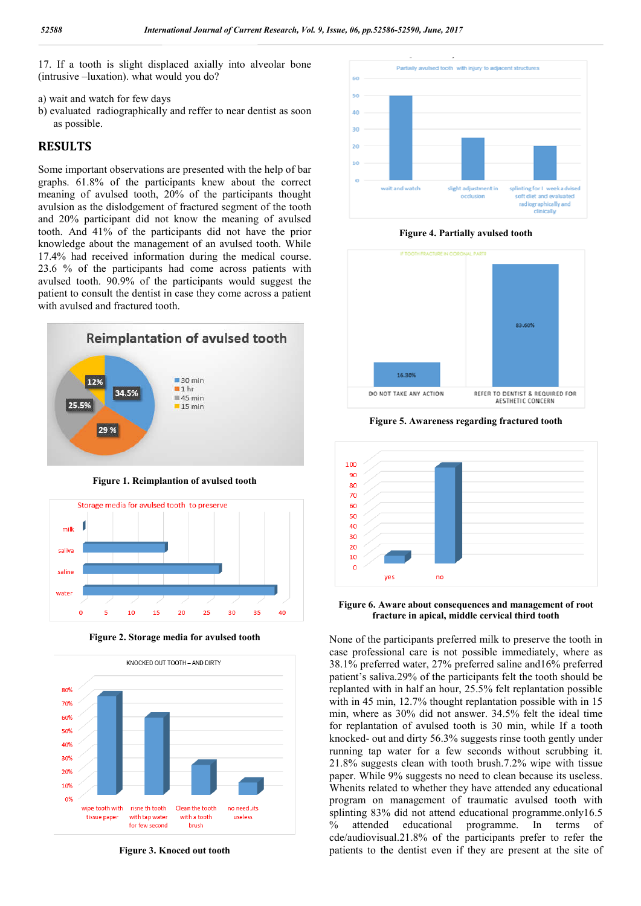17. If a tooth is slight displaced axially into alveolar bone (intrusive –luxation). what would you do?

a) wait and watch for few days
b) evaluated radiographically and reffer to near dentist as soon as possible.

## RESULTS

Some important observations are presented with the help of bar graphs. 61.8% of the participants knew about the correct meaning of avulsed tooth, 20% of the participants thought avulsion as the dislodgement of fractured segment of the tooth and 20% participant did not know the meaning of avulsed tooth. And 41% of the participants did not have the prior knowledge about the management of an avulsed tooth. While 17.4% had received information during the medical course. 23.6 % of the participants had come across patients with avulsed tooth. 90.9% of the participants would suggest the patient to consult the dentist in case they come across a patient with avulsed and fractured tooth.

**Figure 1. Reimplantion of avulsed tooth**

**Figure 2. Storage media for avulsed tooth**

**Figure 3. Knoced out tooth**

**Figure 4. Partially avulsed tooth**

**Figure 5. Awareness regarding fractured tooth**

**Figure 6. Aware about consequences and management of root fracture in apical, middle cervical third tooth**

None of the participants preferred milk to preserve the tooth in case professional care is not possible immediately, where as 38.1% preferred water, 27% preferred saline and16% preferred patient's saliva.29% of the participants felt the tooth should be replanted with in half an hour, 25.5% felt replantation possible with in 45 min, 12.7% thought replantation possible with in 15 min, where as 30% did not answer. 34.5% felt the ideal time for replantation of avulsed tooth is 30 min, while If a tooth knocked- out and dirty 56.3% suggests rinse tooth gently under running tap water for a few seconds without scrubbing it. 21.8% suggests clean with tooth brush.7.2% wipe with tissue paper. While 9% suggests no need to clean because its useless. Whenits related to whether they have attended any educational program on management of traumatic avulsed tooth with splinting 83% did not attend educational programme.only16.5 % attended educational programme. In terms of cde/audiovisual.21.8% of the participants prefer to refer the patients to the dentist even if they are present at the site of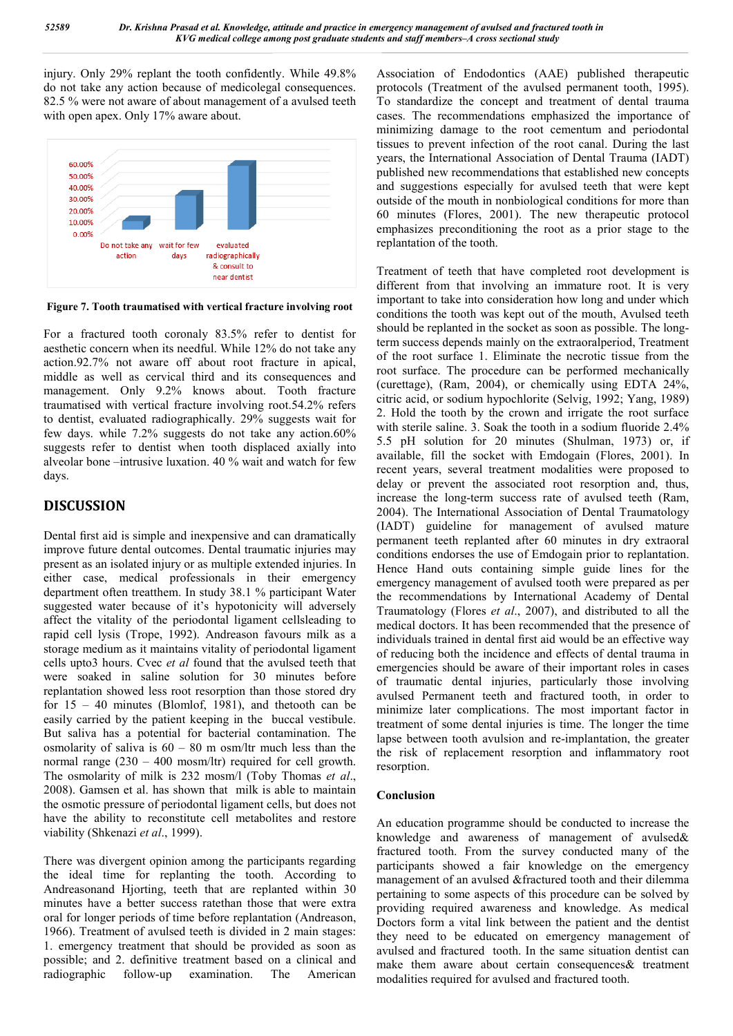injury. Only 29% replant the tooth confidently. While 49.8% do not take any action because of medicolegal consequences. 82.5 % were not aware of about management of a avulsed teeth with open apex. Only 17% aware about.

**Figure 7. Tooth traumatised with vertical fracture involving root**

For a fractured tooth coronaly 83.5% refer to dentist for aesthetic concern when its needful. While 12% do not take any action.92.7% not aware off about root fracture in apical, middle as well as cervical third and its consequences and management. Only 9.2% knows about. Tooth fracture traumatised with vertical fracture involving root.54.2% refers to dentist, evaluated radiographically. 29% suggests wait for few days. while 7.2% suggests do not take any action.60% suggests refer to dentist when tooth displaced axially into alveolar bone –intrusive luxation. 40 % wait and watch for few days.

## DISCUSSION

Dental first aid is simple and inexpensive and can dramatically improve future dental outcomes. Dental traumatic injuries may present as an isolated injury or as multiple extended injuries. In either case, medical professionals in their emergency department often treatthem. In study 38.1 % participant Water suggested water because of it's hypotonicity will adversely affect the vitality of the periodontal ligament cellsleading to rapid cell lysis (Trope, 1992). Andreason favours milk as a storage medium as it maintains vitality of periodontal ligament cells upto3 hours. Cvec *et al* found that the avulsed teeth that were soaked in saline solution for 30 minutes before replantation showed less root resorption than those stored dry for 15 – 40 minutes (Blomlof, 1981), and thetooth can be easily carried by the patient keeping in the buccal vestibule. But saliva has a potential for bacterial contamination. The osmolarity of saliva is 60 – 80 m osm/ltr much less than the normal range (230 – 400 mosm/ltr) required for cell growth. The osmolarity of milk is 232 mosm/l (Toby Thomas *et al*., 2008). Gamsen et al. has shown that milk is able to maintain the osmotic pressure of periodontal ligament cells, but does not have the ability to reconstitute cell metabolites and restore viability (Shkenazi *et al*., 1999).

There was divergent opinion among the participants regarding the ideal time for replanting the tooth. According to Andreasonand Hjorting, teeth that are replanted within 30 minutes have a better success ratethan those that were extra oral for longer periods of time before replantation (Andreason, 1966). Treatment of avulsed teeth is divided in 2 main stages: 1. emergency treatment that should be provided as soon as possible; and 2. definitive treatment based on a clinical and radiographic follow-up examination. The American Association of Endodontics (AAE) published therapeutic protocols (Treatment of the avulsed permanent tooth, 1995). To standardize the concept and treatment of dental trauma cases. The recommendations emphasized the importance of minimizing damage to the root cementum and periodontal tissues to prevent infection of the root canal. During the last years, the International Association of Dental Trauma (IADT) published new recommendations that established new concepts and suggestions especially for avulsed teeth that were kept outside of the mouth in nonbiological conditions for more than 60 minutes (Flores, 2001). The new therapeutic protocol emphasizes preconditioning the root as a prior stage to the replantation of the tooth.

Treatment of teeth that have completed root development is different from that involving an immature root. It is very important to take into consideration how long and under which conditions the tooth was kept out of the mouth, Avulsed teeth should be replanted in the socket as soon as possible. The long-term success depends mainly on the extraoralperiod, Treatment of the root surface 1. Eliminate the necrotic tissue from the root surface. The procedure can be performed mechanically (curettage), (Ram, 2004), or chemically using EDTA 24%, citric acid, or sodium hypochlorite (Selvig, 1992; Yang, 1989) 2. Hold the tooth by the crown and irrigate the root surface with sterile saline. 3. Soak the tooth in a sodium fluoride 2.4% 5.5 pH solution for 20 minutes (Shulman, 1973) or, if available, fill the socket with Emdogain (Flores, 2001). In recent years, several treatment modalities were proposed to delay or prevent the associated root resorption and, thus, increase the long-term success rate of avulsed teeth (Ram, 2004). The International Association of Dental Traumatology (IADT) guideline for management of avulsed mature permanent teeth replanted after 60 minutes in dry extraoral conditions endorses the use of Emdogain prior to replantation. Hence Hand outs containing simple guide lines for the emergency management of avulsed tooth were prepared as per the recommendations by International Academy of Dental Traumatology (Flores *et al*., 2007), and distributed to all the medical doctors. It has been recommended that the presence of individuals trained in dental first aid would be an effective way of reducing both the incidence and effects of dental trauma in emergencies should be aware of their important roles in cases of traumatic dental injuries, particularly those involving avulsed Permanent teeth and fractured tooth, in order to minimize later complications. The most important factor in treatment of some dental injuries is time. The longer the time lapse between tooth avulsion and re-implantation, the greater the risk of replacement resorption and inflammatory root resorption.

### Conclusion

An education programme should be conducted to increase the knowledge and awareness of management of avulsed& fractured tooth. From the survey conducted many of the participants showed a fair knowledge on the emergency management of an avulsed &fractured tooth and their dilemma pertaining to some aspects of this procedure can be solved by providing required awareness and knowledge. As medical Doctors form a vital link between the patient and the dentist they need to be educated on emergency management of avulsed and fractured tooth. In the same situation dentist can make them aware about certain consequences& treatment modalities required for avulsed and fractured tooth.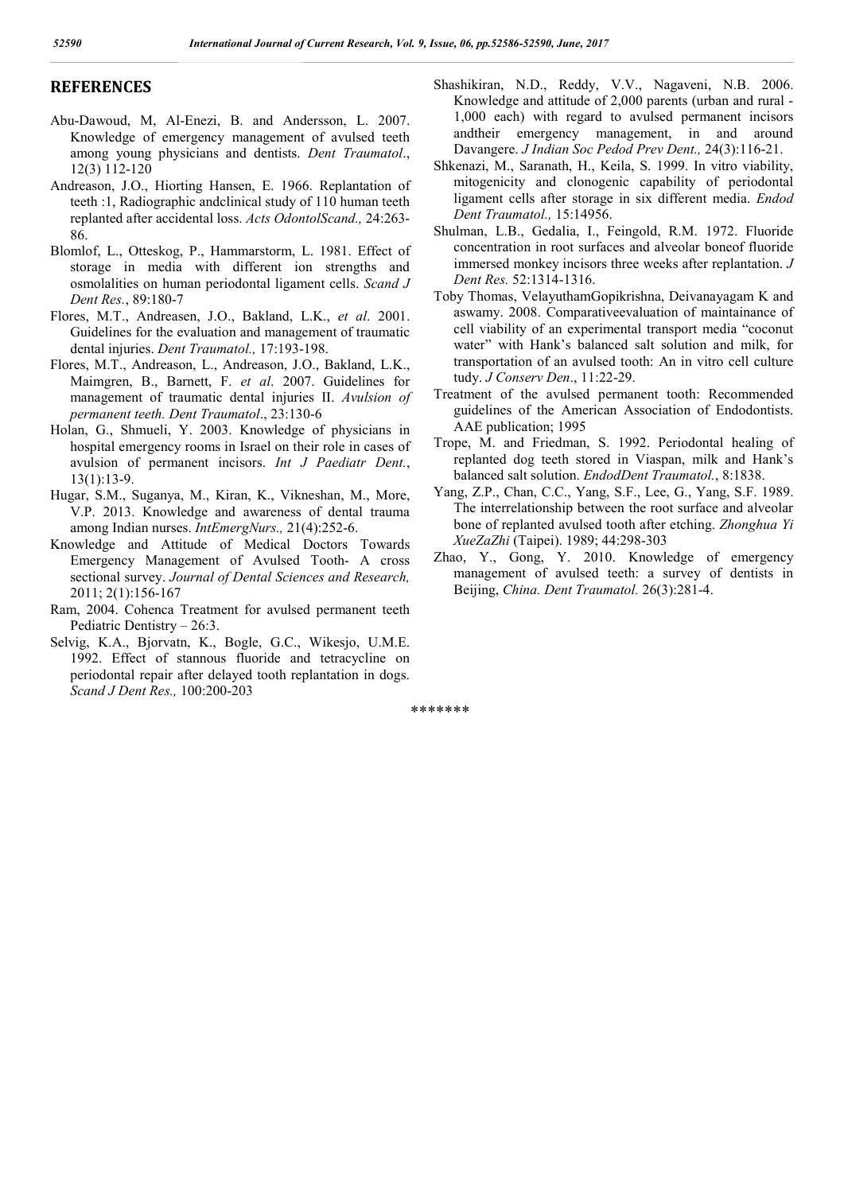## REFERENCES

Abu-Dawoud, M, Al-Enezi, B. and Andersson, L. 2007. Knowledge of emergency management of avulsed teeth among young physicians and dentists. *Dent Traumatol*., 12(3) 112-120

Andreason, J.O., Hiorting Hansen, E. 1966. Replantation of teeth :1, Radiographic andclinical study of 110 human teeth replanted after accidental loss. *Acts OdontolScand.,* 24:263-86.

Blomlof, L., Otteskog, P., Hammarstorm, L. 1981. Effect of storage in media with different ion strengths and osmolalities on human periodontal ligament cells. *Scand J Dent Res.*, 89:180-7

Flores, M.T., Andreasen, J.O., Bakland, L.K., *et al*. 2001. Guidelines for the evaluation and management of traumatic dental injuries. *Dent Traumatol.,* 17:193-198.

Flores, M.T., Andreason, L., Andreason, J.O., Bakland, L.K., Maimgren, B., Barnett, F. *et al*. 2007. Guidelines for management of traumatic dental injuries II. *Avulsion of permanent teeth. Dent Traumatol*., 23:130-6

Holan, G., Shmueli, Y. 2003. Knowledge of physicians in hospital emergency rooms in Israel on their role in cases of avulsion of permanent incisors. *Int J Paediatr Dent.*, 13(1):13-9.

Hugar, S.M., Suganya, M., Kiran, K., Vikneshan, M., More, V.P. 2013. Knowledge and awareness of dental trauma among Indian nurses. *IntEmergNurs.,* 21(4):252-6.

Knowledge and Attitude of Medical Doctors Towards Emergency Management of Avulsed Tooth- A cross sectional survey. *Journal of Dental Sciences and Research,* 2011; 2(1):156-167

Ram, 2004. Cohenca Treatment for avulsed permanent teeth Pediatric Dentistry – 26:3.

Selvig, K.A., Bjorvatn, K., Bogle, G.C., Wikesjo, U.M.E. 1992. Effect of stannous fluoride and tetracycline on periodontal repair after delayed tooth replantation in dogs. *Scand J Dent Res.,* 100:200-203

Shashikiran, N.D., Reddy, V.V., Nagaveni, N.B. 2006. Knowledge and attitude of 2,000 parents (urban and rural - 1,000 each) with regard to avulsed permanent incisors andtheir emergency management, in and around Davangere. *J Indian Soc Pedod Prev Dent.,* 24(3):116-21.

Shkenazi, M., Saranath, H., Keila, S. 1999. In vitro viability, mitogenicity and clonogenic capability of periodontal ligament cells after storage in six different media. *Endod Dent Traumatol.,* 15:14956.

Shulman, L.B., Gedalia, I., Feingold, R.M. 1972. Fluoride concentration in root surfaces and alveolar boneof fluoride immersed monkey incisors three weeks after replantation. *J Dent Res.* 52:1314-1316.

Toby Thomas, VelayuthamGopikrishna, Deivanayagam K and aswamy. 2008. Comparativeevaluation of maintainance of cell viability of an experimental transport media "coconut water" with Hank's balanced salt solution and milk, for transportation of an avulsed tooth: An in vitro cell culture tudy. *J Conserv Den*., 11:22-29.

Treatment of the avulsed permanent tooth: Recommended guidelines of the American Association of Endodontists. AAE publication; 1995

Trope, M. and Friedman, S. 1992. Periodontal healing of replanted dog teeth stored in Viaspan, milk and Hank's balanced salt solution. *EndodDent Traumatol.*, 8:1838.

Yang, Z.P., Chan, C.C., Yang, S.F., Lee, G., Yang, S.F. 1989. The interrelationship between the root surface and alveolar bone of replanted avulsed tooth after etching. *Zhonghua Yi XueZaZhi* (Taipei). 1989; 44:298-303

Zhao, Y., Gong, Y. 2010. Knowledge of emergency management of avulsed teeth: a survey of dentists in Beijing, *China. Dent Traumatol.* 26(3):281-4.

*******